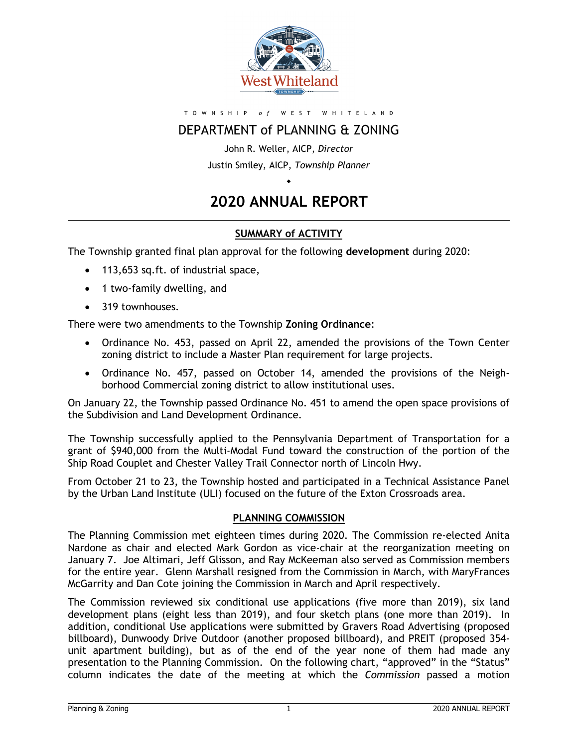T O W N S H I P *o f* W E S T W H I T E L A N D

# DEPARTMENT of PLANNING & ZONING

John R. Weller, AICP, *Director*

Justin Smiley, AICP, *Township Planner*

◆

# 2020 ANNUAL REPORT

## SUMMARY of ACTIVITY

The Township granted final plan approval for the following **development** during 2020:

- 113,653 sq.ft. of industrial space,
- 1 two-family dwelling, and
- 319 townhouses.

There were two amendments to the Township **Zoning Ordinance**:

- Ordinance No. 453, passed on April 22, amended the provisions of the Town Center zoning district to include a Master Plan requirement for large projects.
- Ordinance No. 457, passed on October 14, amended the provisions of the Neighborhood Commercial zoning district to allow institutional uses.

On January 22, the Township passed Ordinance No. 451 to amend the open space provisions of the Subdivision and Land Development Ordinance.

The Township successfully applied to the Pennsylvania Department of Transportation for a grant of $940,000 from the Multi-Modal Fund toward the construction of the portion of the Ship Road Couplet and Chester Valley Trail Connector north of Lincoln Hwy.

From October 21 to 23, the Township hosted and participated in a Technical Assistance Panel by the Urban Land Institute (ULI) focused on the future of the Exton Crossroads area.

## PLANNING COMMISSION

The Planning Commission met eighteen times during 2020. The Commission re-elected Anita Nardone as chair and elected Mark Gordon as vice-chair at the reorganization meeting on January 7. Joe Altimari, Jeff Glisson, and Ray McKeeman also served as Commission members for the entire year. Glenn Marshall resigned from the Commission in March, with MaryFrances McGarrity and Dan Cote joining the Commission in March and April respectively.

The Commission reviewed six conditional use applications (five more than 2019), six land development plans (eight less than 2019), and four sketch plans (one more than 2019). In addition, conditional Use applications were submitted by Gravers Road Advertising (proposed billboard), Dunwoody Drive Outdoor (another proposed billboard), and PREIT (proposed 354-unit apartment building), but as of the end of the year none of them had made any presentation to the Planning Commission. On the following chart, "approved" in the "Status" column indicates the date of the meeting at which the *Commission* passed a motion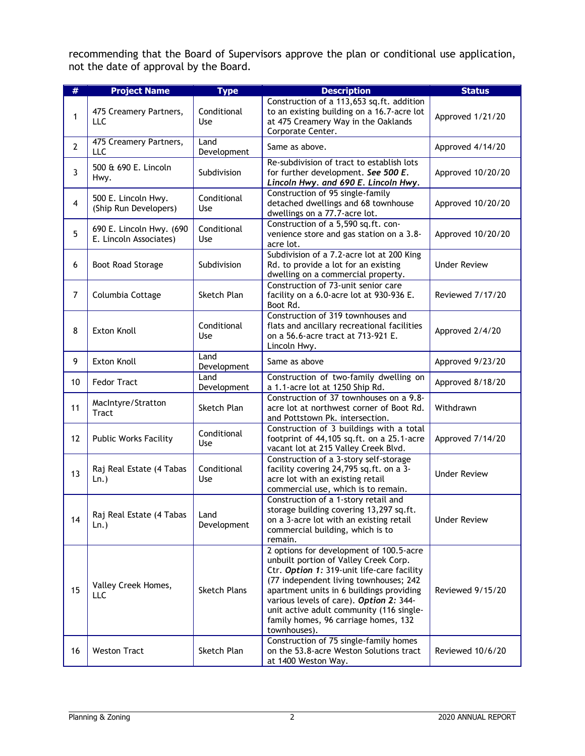recommending that the Board of Supervisors approve the plan or conditional use application, not the date of approval by the Board.

| # | Project Name | Type | Description | Status |
|---|---|---|---|---|
| 1 | 475 Creamery Partners, LLC | Conditional Use | Construction of a 113,653 sq.ft. addition to an existing building on a 16.7-acre lot at 475 Creamery Way in the Oaklands Corporate Center. | Approved 1/21/20 |
| 2 | 475 Creamery Partners, LLC | Land Development | Same as above. | Approved 4/14/20 |
| 3 | 500 & 690 E. Lincoln Hwy. | Subdivision | Re-subdivision of tract to establish lots for further development. ***See 500 E. Lincoln Hwy. and 690 E. Lincoln Hwy.*** | Approved 10/20/20 |
| 4 | 500 E. Lincoln Hwy. (Ship Run Developers) | Conditional Use | Construction of 95 single-family detached dwellings and 68 townhouse dwellings on a 77.7-acre lot. | Approved 10/20/20 |
| 5 | 690 E. Lincoln Hwy. (690 E. Lincoln Associates) | Conditional Use | Construction of a 5,590 sq.ft. convenience store and gas station on a 3.8-acre lot. | Approved 10/20/20 |
| 6 | Boot Road Storage | Subdivision | Subdivision of a 7.2-acre lot at 200 King Rd. to provide a lot for an existing dwelling on a commercial property. | Under Review |
| 7 | Columbia Cottage | Sketch Plan | Construction of 73-unit senior care facility on a 6.0-acre lot at 930-936 E. Boot Rd. | Reviewed 7/17/20 |
| 8 | Exton Knoll | Conditional Use | Construction of 319 townhouses and flats and ancillary recreational facilities on a 56.6-acre tract at 713-921 E. Lincoln Hwy. | Approved 2/4/20 |
| 9 | Exton Knoll | Land Development | Same as above | Approved 9/23/20 |
| 10 | Fedor Tract | Land Development | Construction of two-family dwelling on a 1.1-acre lot at 1250 Ship Rd. | Approved 8/18/20 |
| 11 | MacIntyre/Stratton Tract | Sketch Plan | Construction of 37 townhouses on a 9.8-acre lot at northwest corner of Boot Rd. and Pottstown Pk. intersection. | Withdrawn |
| 12 | Public Works Facility | Conditional Use | Construction of 3 buildings with a total footprint of 44,105 sq.ft. on a 25.1-acre vacant lot at 215 Valley Creek Blvd. | Approved 7/14/20 |
| 13 | Raj Real Estate (4 Tabas Ln.) | Conditional Use | Construction of a 3-story self-storage facility covering 24,795 sq.ft. on a 3-acre lot with an existing retail commercial use, which is to remain. | Under Review |
| 14 | Raj Real Estate (4 Tabas Ln.) | Land Development | Construction of a 1-story retail and storage building covering 13,297 sq.ft. on a 3-acre lot with an existing retail commercial building, which is to remain. | Under Review |
| 15 | Valley Creek Homes, LLC | Sketch Plans | 2 options for development of 100.5-acre unbuilt portion of Valley Creek Corp. Ctr. ***Option 1:*** 319-unit life-care facility (77 independent living townhouses; 242 apartment units in 6 buildings providing various levels of care). ***Option 2:*** 344-unit active adult community (116 single-family homes, 96 carriage homes, 132 townhouses). | Reviewed 9/15/20 |
| 16 | Weston Tract | Sketch Plan | Construction of 75 single-family homes on the 53.8-acre Weston Solutions tract at 1400 Weston Way. | Reviewed 10/6/20 |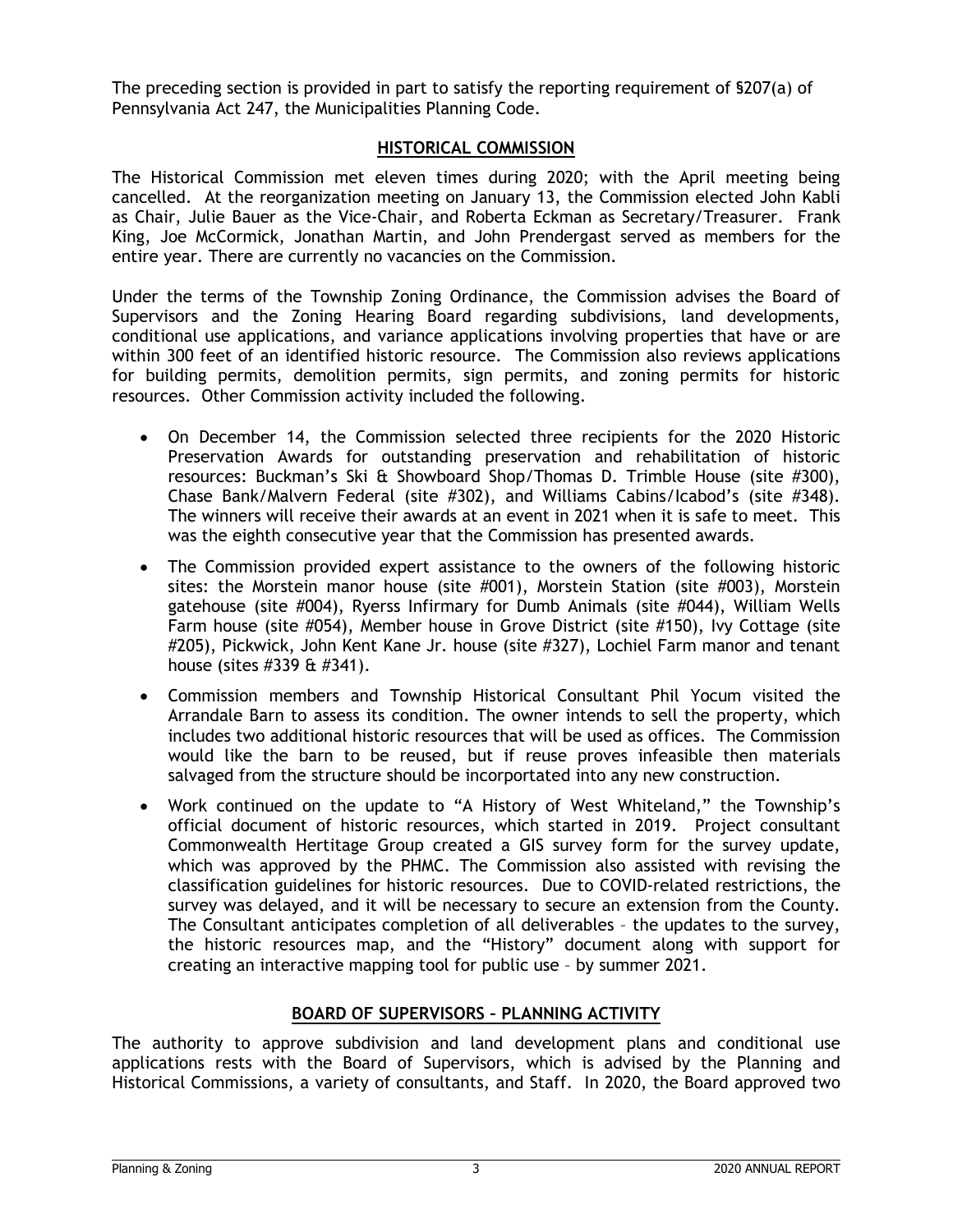The preceding section is provided in part to satisfy the reporting requirement of §207(a) of Pennsylvania Act 247, the Municipalities Planning Code.

## HISTORICAL COMMISSION

The Historical Commission met eleven times during 2020; with the April meeting being cancelled. At the reorganization meeting on January 13, the Commission elected John Kabli as Chair, Julie Bauer as the Vice-Chair, and Roberta Eckman as Secretary/Treasurer. Frank King, Joe McCormick, Jonathan Martin, and John Prendergast served as members for the entire year. There are currently no vacancies on the Commission.

Under the terms of the Township Zoning Ordinance, the Commission advises the Board of Supervisors and the Zoning Hearing Board regarding subdivisions, land developments, conditional use applications, and variance applications involving properties that have or are within 300 feet of an identified historic resource. The Commission also reviews applications for building permits, demolition permits, sign permits, and zoning permits for historic resources. Other Commission activity included the following.

- On December 14, the Commission selected three recipients for the 2020 Historic Preservation Awards for outstanding preservation and rehabilitation of historic resources: Buckman's Ski & Showboard Shop/Thomas D. Trimble House (site #300), Chase Bank/Malvern Federal (site #302), and Williams Cabins/Icabod's (site #348). The winners will receive their awards at an event in 2021 when it is safe to meet. This was the eighth consecutive year that the Commission has presented awards.
- The Commission provided expert assistance to the owners of the following historic sites: the Morstein manor house (site #001), Morstein Station (site #003), Morstein gatehouse (site #004), Ryerss Infirmary for Dumb Animals (site #044), William Wells Farm house (site #054), Member house in Grove District (site #150), Ivy Cottage (site #205), Pickwick, John Kent Kane Jr. house (site #327), Lochiel Farm manor and tenant house (sites #339 & #341).
- Commission members and Township Historical Consultant Phil Yocum visited the Arrandale Barn to assess its condition. The owner intends to sell the property, which includes two additional historic resources that will be used as offices. The Commission would like the barn to be reused, but if reuse proves infeasible then materials salvaged from the structure should be incorportated into any new construction.
- Work continued on the update to "A History of West Whiteland," the Township's official document of historic resources, which started in 2019. Project consultant Commonwealth Hertitage Group created a GIS survey form for the survey update, which was approved by the PHMC. The Commission also assisted with revising the classification guidelines for historic resources. Due to COVID-related restrictions, the survey was delayed, and it will be necessary to secure an extension from the County. The Consultant anticipates completion of all deliverables – the updates to the survey, the historic resources map, and the "History" document along with support for creating an interactive mapping tool for public use – by summer 2021.

## BOARD OF SUPERVISORS – PLANNING ACTIVITY

The authority to approve subdivision and land development plans and conditional use applications rests with the Board of Supervisors, which is advised by the Planning and Historical Commissions, a variety of consultants, and Staff. In 2020, the Board approved two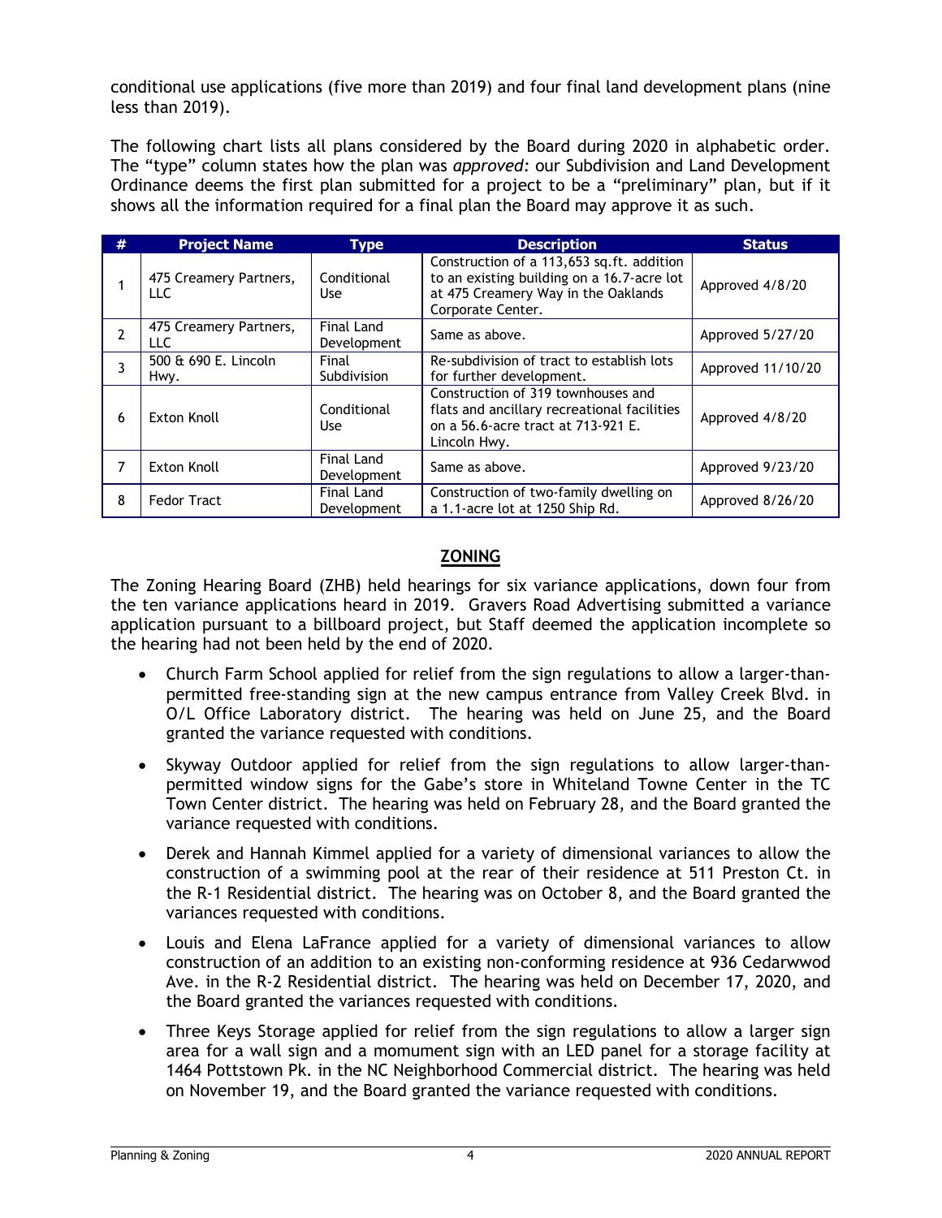conditional use applications (five more than 2019) and four final land development plans (nine less than 2019).

The following chart lists all plans considered by the Board during 2020 in alphabetic order. The "type" column states how the plan was *approved:* our Subdivision and Land Development Ordinance deems the first plan submitted for a project to be a "preliminary" plan, but if it shows all the information required for a final plan the Board may approve it as such.

| # | Project Name | Type | Description | Status |
|---|---|---|---|---|
| 1 | 475 Creamery Partners, LLC | Conditional Use | Construction of a 113,653 sq.ft. addition to an existing building on a 16.7-acre lot at 475 Creamery Way in the Oaklands Corporate Center. | Approved 4/8/20 |
| 2 | 475 Creamery Partners, LLC | Final Land Development | Same as above. | Approved 5/27/20 |
| 3 | 500 & 690 E. Lincoln Hwy. | Final Subdivision | Re-subdivision of tract to establish lots for further development. | Approved 11/10/20 |
| 6 | Exton Knoll | Conditional Use | Construction of 319 townhouses and flats and ancillary recreational facilities on a 56.6-acre tract at 713-921 E. Lincoln Hwy. | Approved 4/8/20 |
| 7 | Exton Knoll | Final Land Development | Same as above. | Approved 9/23/20 |
| 8 | Fedor Tract | Final Land Development | Construction of two-family dwelling on a 1.1-acre lot at 1250 Ship Rd. | Approved 8/26/20 |

## ZONING

The Zoning Hearing Board (ZHB) held hearings for six variance applications, down four from the ten variance applications heard in 2019. Gravers Road Advertising submitted a variance application pursuant to a billboard project, but Staff deemed the application incomplete so the hearing had not been held by the end of 2020.

- Church Farm School applied for relief from the sign regulations to allow a larger-than-permitted free-standing sign at the new campus entrance from Valley Creek Blvd. in O/L Office Laboratory district. The hearing was held on June 25, and the Board granted the variance requested with conditions.
- Skyway Outdoor applied for relief from the sign regulations to allow larger-than-permitted window signs for the Gabe's store in Whiteland Towne Center in the TC Town Center district. The hearing was held on February 28, and the Board granted the variance requested with conditions.
- Derek and Hannah Kimmel applied for a variety of dimensional variances to allow the construction of a swimming pool at the rear of their residence at 511 Preston Ct. in the R-1 Residential district. The hearing was on October 8, and the Board granted the variances requested with conditions.
- Louis and Elena LaFrance applied for a variety of dimensional variances to allow construction of an addition to an existing non-conforming residence at 936 Cedarwwod Ave. in the R-2 Residential district. The hearing was held on December 17, 2020, and the Board granted the variances requested with conditions.
- Three Keys Storage applied for relief from the sign regulations to allow a larger sign area for a wall sign and a momument sign with an LED panel for a storage facility at 1464 Pottstown Pk. in the NC Neighborhood Commercial district. The hearing was held on November 19, and the Board granted the variance requested with conditions.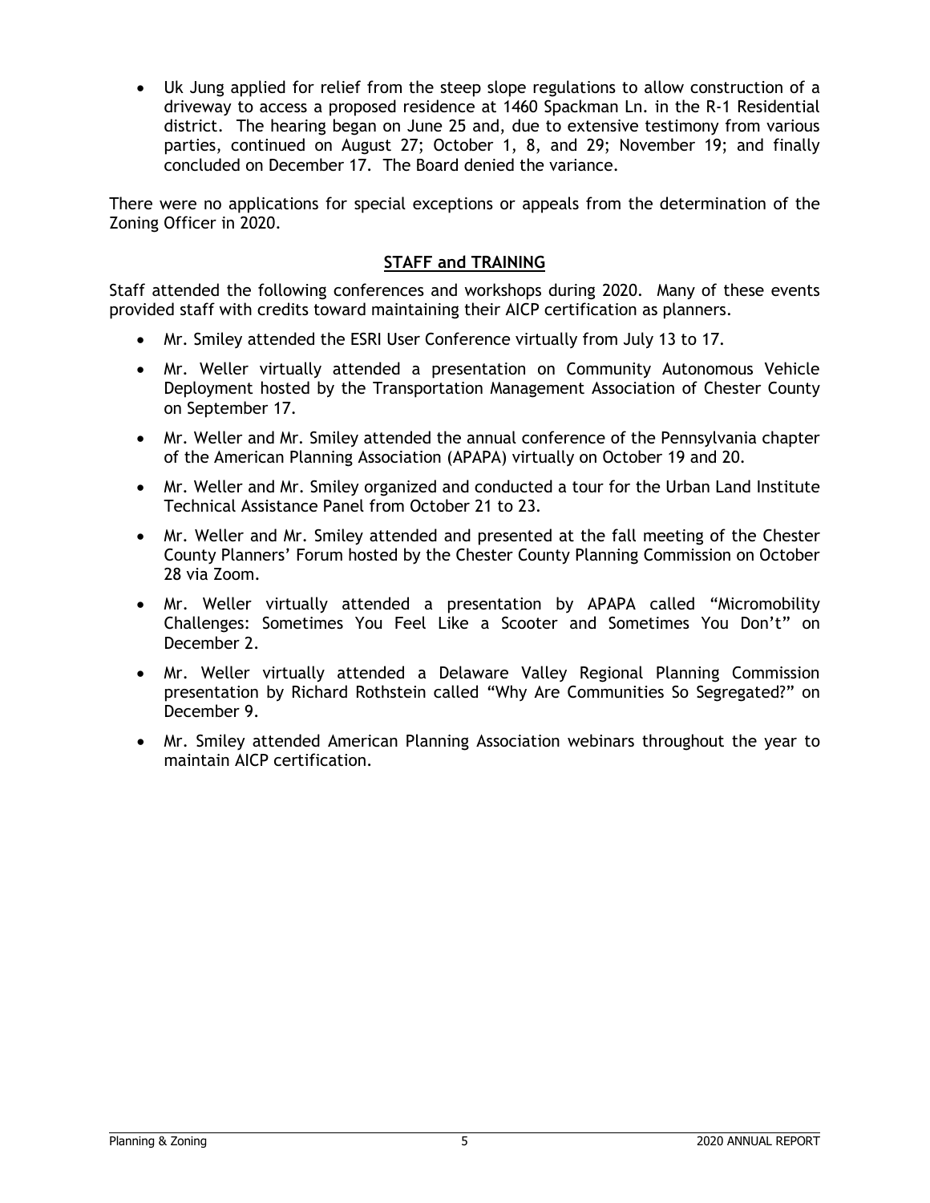- Uk Jung applied for relief from the steep slope regulations to allow construction of a driveway to access a proposed residence at 1460 Spackman Ln. in the R-1 Residential district. The hearing began on June 25 and, due to extensive testimony from various parties, continued on August 27; October 1, 8, and 29; November 19; and finally concluded on December 17. The Board denied the variance.

There were no applications for special exceptions or appeals from the determination of the Zoning Officer in 2020.

## STAFF and TRAINING

Staff attended the following conferences and workshops during 2020. Many of these events provided staff with credits toward maintaining their AICP certification as planners.

- Mr. Smiley attended the ESRI User Conference virtually from July 13 to 17.
- Mr. Weller virtually attended a presentation on Community Autonomous Vehicle Deployment hosted by the Transportation Management Association of Chester County on September 17.
- Mr. Weller and Mr. Smiley attended the annual conference of the Pennsylvania chapter of the American Planning Association (APAPA) virtually on October 19 and 20.
- Mr. Weller and Mr. Smiley organized and conducted a tour for the Urban Land Institute Technical Assistance Panel from October 21 to 23.
- Mr. Weller and Mr. Smiley attended and presented at the fall meeting of the Chester County Planners' Forum hosted by the Chester County Planning Commission on October 28 via Zoom.
- Mr. Weller virtually attended a presentation by APAPA called "Micromobility Challenges: Sometimes You Feel Like a Scooter and Sometimes You Don't" on December 2.
- Mr. Weller virtually attended a Delaware Valley Regional Planning Commission presentation by Richard Rothstein called "Why Are Communities So Segregated?" on December 9.
- Mr. Smiley attended American Planning Association webinars throughout the year to maintain AICP certification.